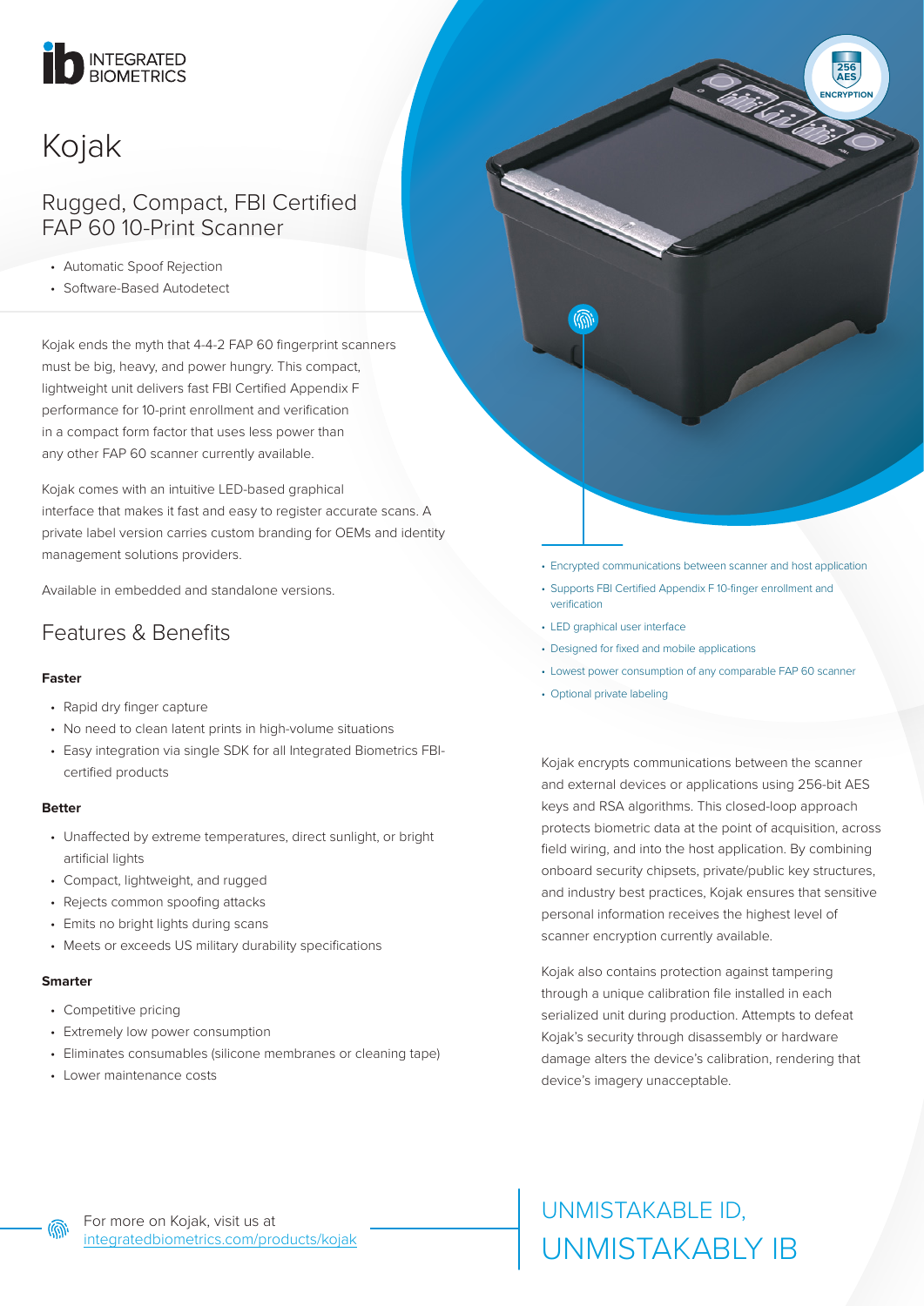INTEGRATED BIOMETRICS

# Kojak

## Rugged, Compact, FBI Certified FAP 60 10-Print Scanner

- Automatic Spoof Rejection
- Software-Based Autodetect

Kojak ends the myth that 4-4-2 FAP 60 fingerprint scanners must be big, heavy, and power hungry. This compact, lightweight unit delivers fast FBI Certified Appendix F performance for 10-print enrollment and verification in a compact form factor that uses less power than any other FAP 60 scanner currently available.

Kojak comes with an intuitive LED-based graphical interface that makes it fast and easy to register accurate scans. A private label version carries custom branding for OEMs and identity management solutions providers.

Available in embedded and standalone versions.

256 AES ENCRYPTION

- Encrypted communications between scanner and host application
- Supports FBI Certified Appendix F 10-finger enrollment and verification
- LED graphical user interface
- Designed for fixed and mobile applications
- Lowest power consumption of any comparable FAP 60 scanner
- Optional private labeling

## Features & Benefits

### Faster

- Rapid dry finger capture
- No need to clean latent prints in high-volume situations
- Easy integration via single SDK for all Integrated Biometrics FBI-certified products

### Better

- Unaffected by extreme temperatures, direct sunlight, or bright artificial lights
- Compact, lightweight, and rugged
- Rejects common spoofing attacks
- Emits no bright lights during scans
- Meets or exceeds US military durability specifications

### Smarter

- Competitive pricing
- Extremely low power consumption
- Eliminates consumables (silicone membranes or cleaning tape)
- Lower maintenance costs

Kojak encrypts communications between the scanner and external devices or applications using 256-bit AES keys and RSA algorithms. This closed-loop approach protects biometric data at the point of acquisition, across field wiring, and into the host application. By combining onboard security chipsets, private/public key structures, and industry best practices, Kojak ensures that sensitive personal information receives the highest level of scanner encryption currently available.

Kojak also contains protection against tampering through a unique calibration file installed in each serialized unit during production. Attempts to defeat Kojak's security through disassembly or hardware damage alters the device's calibration, rendering that device's imagery unacceptable.

For more on Kojak, visit us at [integratedbiometrics.com/products/kojak](integratedbiometrics.com/products/kojak)

UNMISTAKABLE ID,
UNMISTAKABLY IB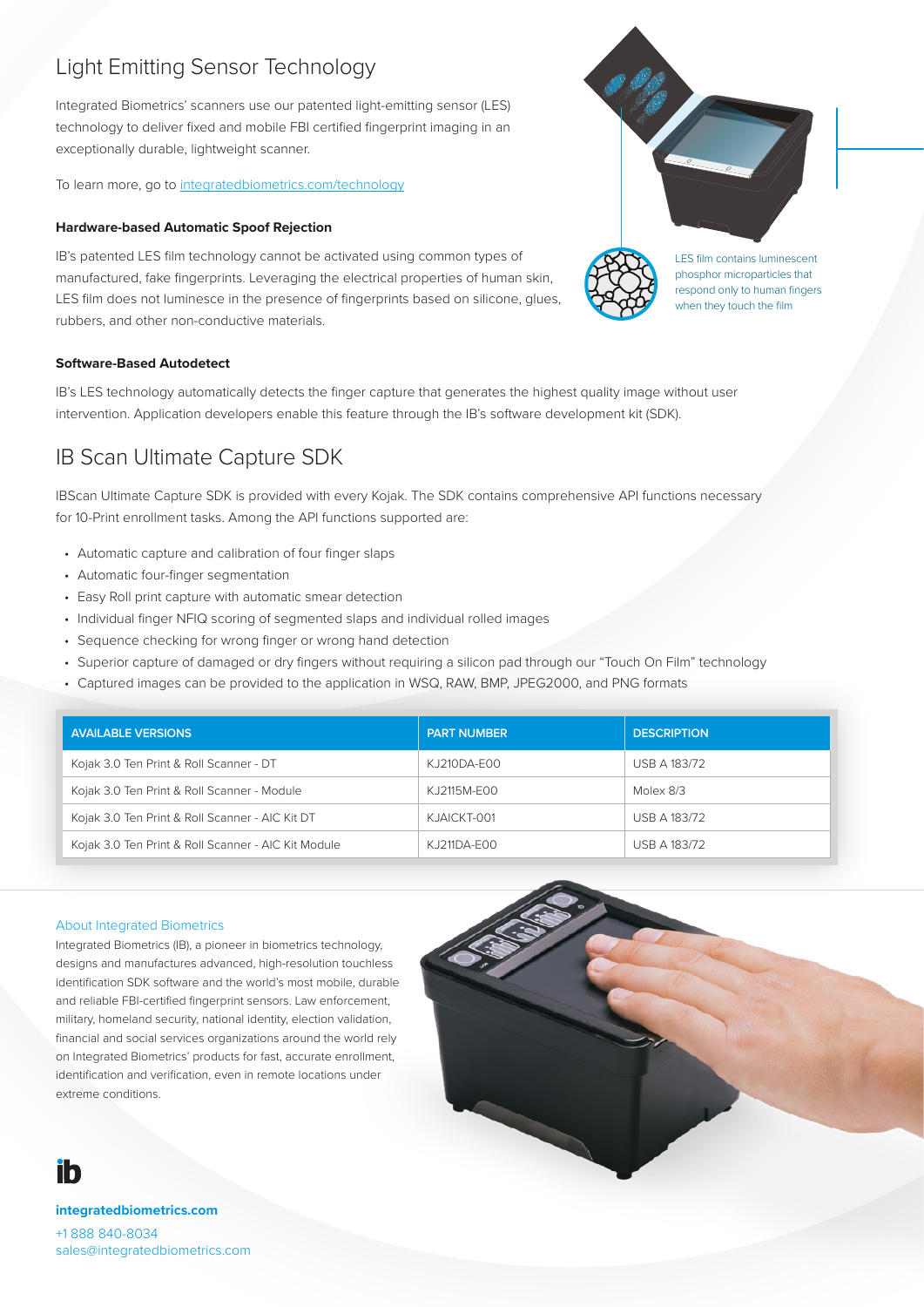## Light Emitting Sensor Technology

Integrated Biometrics' scanners use our patented light-emitting sensor (LES) technology to deliver fixed and mobile FBI certified fingerprint imaging in an exceptionally durable, lightweight scanner.

To learn more, go to integratedbiometrics.com/technology

LES film contains luminescent phosphor microparticles that respond only to human fingers when they touch the film

### Hardware-based Automatic Spoof Rejection

IB's patented LES film technology cannot be activated using common types of manufactured, fake fingerprints. Leveraging the electrical properties of human skin, LES film does not luminesce in the presence of fingerprints based on silicone, glues, rubbers, and other non-conductive materials.

### Software-Based Autodetect

IB's LES technology automatically detects the finger capture that generates the highest quality image without user intervention. Application developers enable this feature through the IB's software development kit (SDK).

## IB Scan Ultimate Capture SDK

IBScan Ultimate Capture SDK is provided with every Kojak. The SDK contains comprehensive API functions necessary for 10-Print enrollment tasks. Among the API functions supported are:

- Automatic capture and calibration of four finger slaps
- Automatic four-finger segmentation
- Easy Roll print capture with automatic smear detection
- Individual finger NFIQ scoring of segmented slaps and individual rolled images
- Sequence checking for wrong finger or wrong hand detection
- Superior capture of damaged or dry fingers without requiring a silicon pad through our "Touch On Film" technology
- Captured images can be provided to the application in WSQ, RAW, BMP, JPEG2000, and PNG formats

| AVAILABLE VERSIONS | PART NUMBER | DESCRIPTION |
|---|---|---|
| Kojak 3.0 Ten Print & Roll Scanner - DT | KJ210DA-E00 | USB A 183/72 |
| Kojak 3.0 Ten Print & Roll Scanner - Module | KJ2115M-E00 | Molex 8/3 |
| Kojak 3.0 Ten Print & Roll Scanner - AIC Kit DT | KJAICKT-001 | USB A 183/72 |
| Kojak 3.0 Ten Print & Roll Scanner - AIC Kit Module | KJ211DA-E00 | USB A 183/72 |

### About Integrated Biometrics

Integrated Biometrics (IB), a pioneer in biometrics technology, designs and manufactures advanced, high-resolution touchless identification SDK software and the world's most mobile, durable and reliable FBI-certified fingerprint sensors. Law enforcement, military, homeland security, national identity, election validation, financial and social services organizations around the world rely on Integrated Biometrics' products for fast, accurate enrollment, identification and verification, even in remote locations under extreme conditions.

**integratedbiometrics.com**

+1 888 840-8034
sales@integratedbiometrics.com